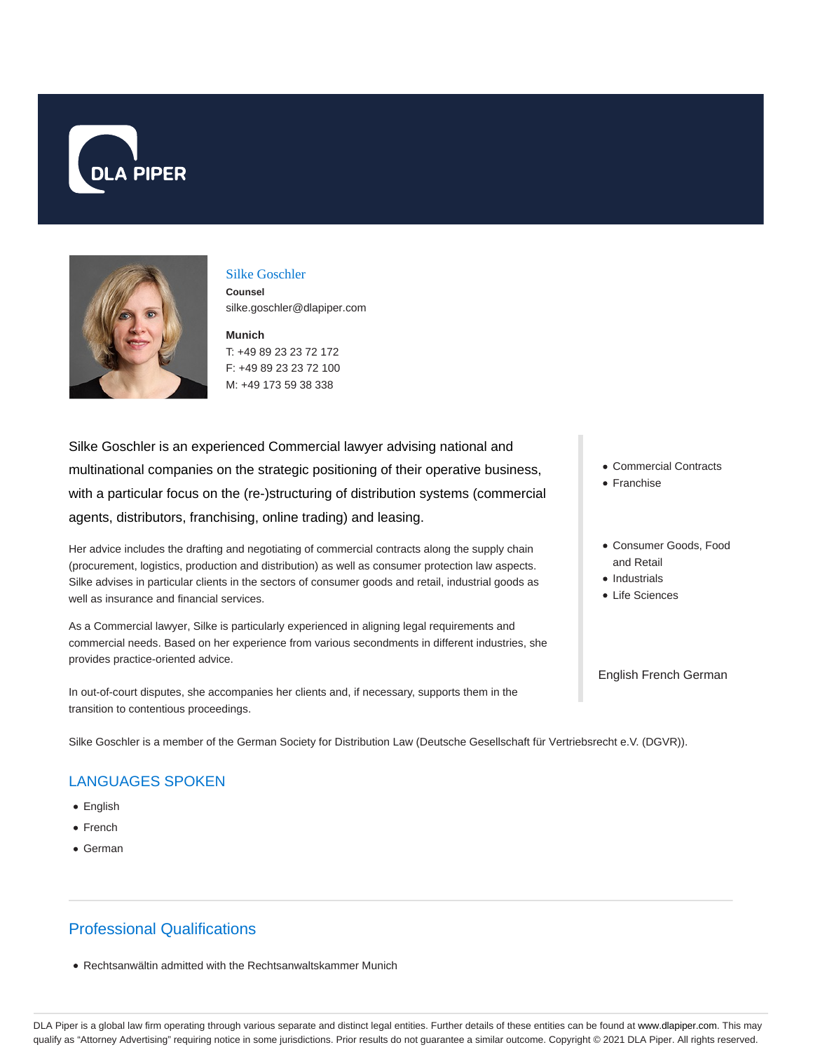## Silke Goschler

**Counsel**
silke.goschler@dlapiper.com

**Munich**
T: +49 89 23 23 72 172
F: +49 89 23 23 72 100
M: +49 173 59 38 338

Silke Goschler is an experienced Commercial lawyer advising national and multinational companies on the strategic positioning of their operative business, with a particular focus on the (re-)structuring of distribution systems (commercial agents, distributors, franchising, online trading) and leasing.

Her advice includes the drafting and negotiating of commercial contracts along the supply chain (procurement, logistics, production and distribution) as well as consumer protection law aspects. Silke advises in particular clients in the sectors of consumer goods and retail, industrial goods as well as insurance and financial services.

As a Commercial lawyer, Silke is particularly experienced in aligning legal requirements and commercial needs. Based on her experience from various secondments in different industries, she provides practice-oriented advice.

In out-of-court disputes, she accompanies her clients and, if necessary, supports them in the transition to contentious proceedings.

Silke Goschler is a member of the German Society for Distribution Law (Deutsche Gesellschaft für Vertriebsrecht e.V. (DGVR)).

- Commercial Contracts
- Franchise

- Consumer Goods, Food and Retail
- Industrials
- Life Sciences

English French German

## LANGUAGES SPOKEN

- English
- French
- German

## Professional Qualifications

- Rechtsanwältin admitted with the Rechtsanwaltskammer Munich

DLA Piper is a global law firm operating through various separate and distinct legal entities. Further details of these entities can be found at www.dlapiper.com. This may qualify as "Attorney Advertising" requiring notice in some jurisdictions. Prior results do not guarantee a similar outcome. Copyright © 2021 DLA Piper. All rights reserved.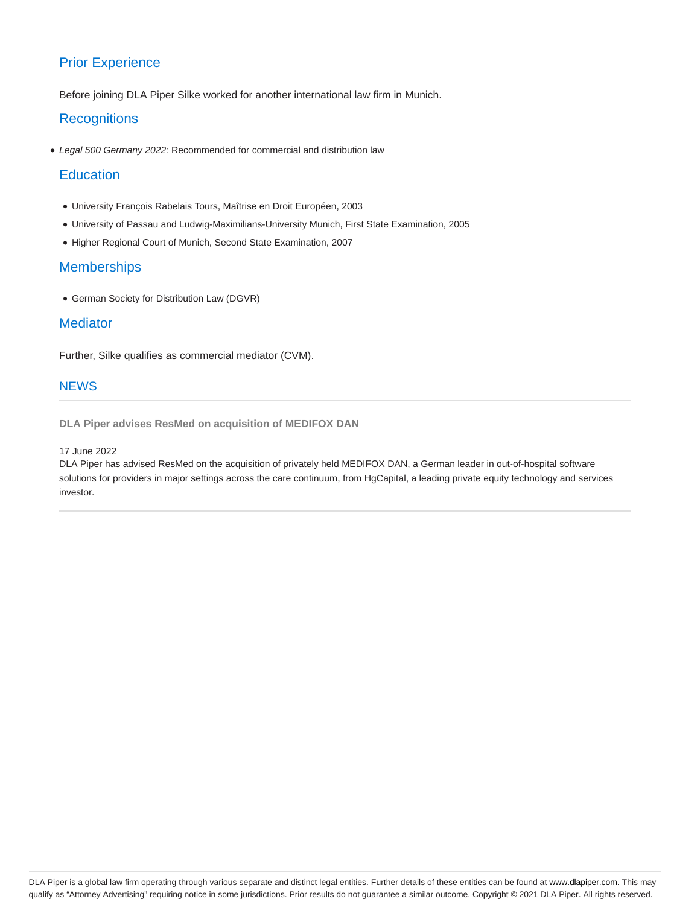## Prior Experience

Before joining DLA Piper Silke worked for another international law firm in Munich.

## Recognitions

- *Legal 500 Germany 2022:* Recommended for commercial and distribution law

## Education

- University François Rabelais Tours, Maîtrise en Droit Européen, 2003
- University of Passau and Ludwig-Maximilians-University Munich, First State Examination, 2005
- Higher Regional Court of Munich, Second State Examination, 2007

## Memberships

- German Society for Distribution Law (DGVR)

## Mediator

Further, Silke qualifies as commercial mediator (CVM).

## NEWS

**DLA Piper advises ResMed on acquisition of MEDIFOX DAN**

17 June 2022
DLA Piper has advised ResMed on the acquisition of privately held MEDIFOX DAN, a German leader in out-of-hospital software solutions for providers in major settings across the care continuum, from HgCapital, a leading private equity technology and services investor.

DLA Piper is a global law firm operating through various separate and distinct legal entities. Further details of these entities can be found at www.dlapiper.com. This may qualify as "Attorney Advertising" requiring notice in some jurisdictions. Prior results do not guarantee a similar outcome. Copyright © 2021 DLA Piper. All rights reserved.